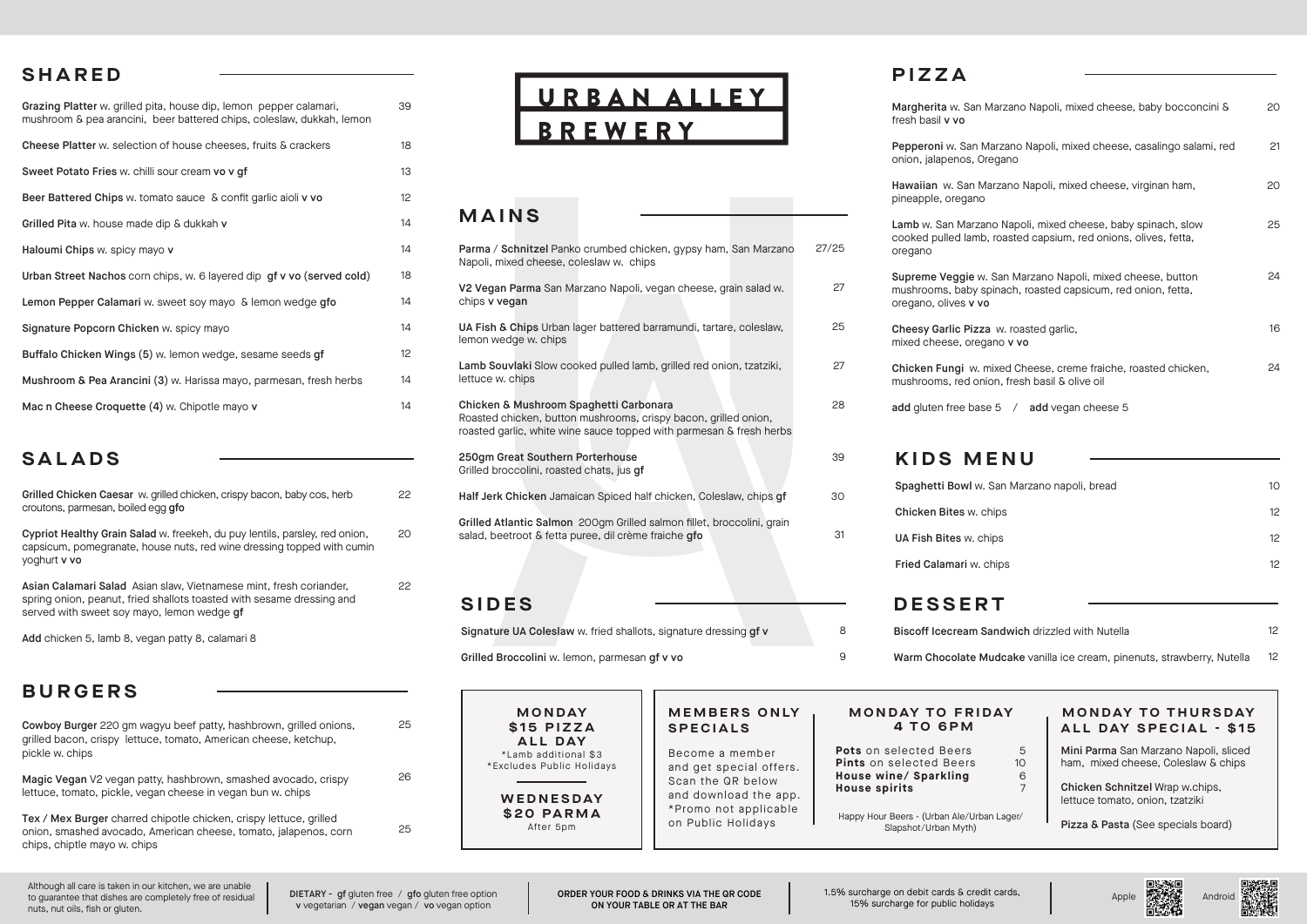# URBAN ALLEY BREWERY

## SHARED

| Item | Price |
|---|---|
| **Grazing Platter** w. grilled pita, house dip, lemon pepper calamari, mushroom & pea arancini, beer battered chips, coleslaw, dukkah, lemon | 39 |
| **Cheese Platter** w. selection of house cheeses, fruits & crackers | 18 |
| **Sweet Potato Fries** w. chilli sour cream **vo v gf** | 13 |
| **Beer Battered Chips** w. tomato sauce & confit garlic aioli **v vo** | 12 |
| **Grilled Pita** w. house made dip & dukkah **v** | 14 |
| **Haloumi Chips** w. spicy mayo **v** | 14 |
| **Urban Street Nachos** corn chips, w. 6 layered dip **gf v vo (served cold)** | 18 |
| **Lemon Pepper Calamari** w. sweet soy mayo & lemon wedge **gfo** | 14 |
| **Signature Popcorn Chicken** w. spicy mayo | 14 |
| **Buffalo Chicken Wings (5)** w. lemon wedge, sesame seeds **gf** | 12 |
| **Mushroom & Pea Arancini (3)** w. Harissa mayo, parmesan, fresh herbs | 14 |
| **Mac n Cheese Croquette (4)** w. Chipotle mayo **v** | 14 |

## SALADS

| Item | Price |
|---|---|
| **Grilled Chicken Caesar** w. grilled chicken, crispy bacon, baby cos, herb croutons, parmesan, boiled egg **gfo** | 22 |
| **Cypriot Healthy Grain Salad** w. freekeh, du puy lentils, parsley, red onion, capsicum, pomegranate, house nuts, red wine dressing topped with cumin yoghurt **v vo** | 20 |
| **Asian Calamari Salad** Asian slaw, Vietnamese mint, fresh coriander, spring onion, peanut, fried shallots toasted with sesame dressing and served with sweet soy mayo, lemon wedge **gf** | 22 |

**Add** chicken 5, lamb 8, vegan patty 8, calamari 8

## BURGERS

| Item | Price |
|---|---|
| **Cowboy Burger** 220 gm wagyu beef patty, hashbrown, grilled onions, grilled bacon, crispy lettuce, tomato, American cheese, ketchup, pickle w. chips | 25 |
| **Magic Vegan** V2 vegan patty, hashbrown, smashed avocado, crispy lettuce, tomato, pickle, vegan cheese in vegan bun w. chips | 26 |
| **Tex / Mex Burger** charred chipotle chicken, crispy lettuce, grilled onion, smashed avocado, American cheese, tomato, jalapenos, corn chips, chiptle mayo w. chips | 25 |

## MAINS

| Item | Price |
|---|---|
| **Parma / Schnitzel** Panko crumbed chicken, gypsy ham, San Marzano Napoli, mixed cheese, coleslaw w. chips | 27/25 |
| **V2 Vegan Parma** San Marzano Napoli, vegan cheese, grain salad w. chips **v vegan** | 27 |
| **UA Fish & Chips** Urban lager battered barramundi, tartare, coleslaw, lemon wedge w. chips | 25 |
| **Lamb Souvlaki** Slow cooked pulled lamb, grilled red onion, tzatziki, lettuce w. chips | 27 |
| **Chicken & Mushroom Spaghetti Carbonara** Roasted chicken, button mushrooms, crispy bacon, grilled onion, roasted garlic, white wine sauce topped with parmesan & fresh herbs | 28 |
| **250gm Great Southern Porterhouse** Grilled broccolini, roasted chats, jus **gf** | 39 |
| **Half Jerk Chicken** Jamaican Spiced half chicken, Coleslaw, chips **gf** | 30 |
| **Grilled Atlantic Salmon** 200gm Grilled salmon fillet, broccolini, grain salad, beetroot & fetta puree, dil crème fraiche **gfo** | 31 |

## SIDES

| Item | Price |
|---|---|
| **Signature UA Coleslaw** w. fried shallots, signature dressing **gf v** | 8 |
| **Grilled Broccolini** w. lemon, parmesan **gf v vo** | 9 |

## PIZZA

| Item | Price |
|---|---|
| **Margherita** w. San Marzano Napoli, mixed cheese, baby bocconcini & fresh basil **v vo** | 20 |
| **Pepperoni** w. San Marzano Napoli, mixed cheese, casalingo salami, red onion, jalapenos, Oregano | 21 |
| **Hawaiian** w. San Marzano Napoli, mixed cheese, virginan ham, pineapple, oregano | 20 |
| **Lamb** w. San Marzano Napoli, mixed cheese, baby spinach, slow cooked pulled lamb, roasted capsium, red onions, olives, fetta, oregano | 25 |
| **Supreme Veggie** w. San Marzano Napoli, mixed cheese, button mushrooms, baby spinach, roasted capsicum, red onion, fetta, oregano, olives **v vo** | 24 |
| **Cheesy Garlic Pizza** w. roasted garlic, mixed cheese, oregano **v vo** | 16 |
| **Chicken Fungi** w. mixed Cheese, creme fraiche, roasted chicken, mushrooms, red onion, fresh basil & olive oil | 24 |

**add** gluten free base 5 / **add** vegan cheese 5

## KIDS MENU

| Item | Price |
|---|---|
| **Spaghetti Bowl** w. San Marzano napoli, bread | 10 |
| **Chicken Bites** w. chips | 12 |
| **UA Fish Bites** w. chips | 12 |
| **Fried Calamari** w. chips | 12 |

## DESSERT

| Item | Price |
|---|---|
| **Biscoff Icecream Sandwich** drizzled with Nutella | 12 |
| **Warm Chocolate Mudcake** vanilla ice cream, pinenuts, strawberry, Nutella | 12 |

### MONDAY $15 PIZZA ALL DAY

*Lamb additional $3
*Excludes Public Holidays

### WEDNESDAY $20 PARMA

After 5pm

### MEMBERS ONLY SPECIALS

Become a member and get special offers. Scan the QR below and download the app.
*Promo not applicable on Public Holidays

### MONDAY TO FRIDAY 4 TO 6PM

| Item | Price |
|---|---|
| **Pots** on selected Beers | 5 |
| **Pints** on selected Beers | 10 |
| **House wine/ Sparkling** | 6 |
| **House spirits** | 7 |

Happy Hour Beers - (Urban Ale/Urban Lager/ Slapshot/Urban Myth)

### MONDAY TO THURSDAY ALL DAY SPECIAL - $15

**Mini Parma** San Marzano Napoli, sliced ham, mixed cheese, Coleslaw & chips

**Chicken Schnitzel** Wrap w.chips, lettuce tomato, onion, tzatziki

**Pizza & Pasta** (See specials board)

---

Although all care is taken in our kitchen, we are unable to guarantee that dishes are completely free of residual nuts, nut oils, fish or gluten.

**DIETARY** - **gf** gluten free / **gfo** gluten free option **v** vegetarian / **vegan** vegan / **vo** vegan option

**ORDER YOUR FOOD & DRINKS VIA THE QR CODE ON YOUR TABLE OR AT THE BAR**

1.5% surcharge on debit cards & credit cards, 15% surcharge for public holidays

Apple Android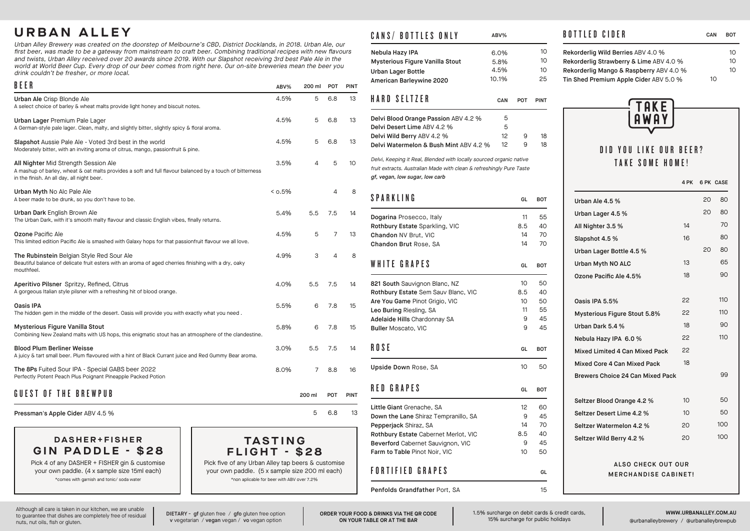# URBAN ALLEY

*Urban Alley Brewery was created on the doorstep of Melbourne's CBD, District Docklands, in 2018. Urban Ale, our first beer, was made to be a gateway from mainstream to craft beer. Combining traditional recipes with new flavours and twists, Urban Alley received over 20 awards since 2019. With our Slapshot receiving 3rd best Pale Ale in the world at World Beer Cup. Every drop of our beer comes from right here. Our on-site breweries mean the beer you drink couldn't be fresher, or more local.*

## BEER

| BEER | ABV% | 200 ml | POT | PINT |
|---|---|---|---|---|
| **Urban Ale** Crisp Blonde Ale<br>A select choice of barley & wheat malts provide light honey and biscuit notes. | 4.5% | 5 | 6.8 | 13 |
| **Urban Lager** Premium Pale Lager<br>A German-style pale lager. Clean, malty, and slightly bitter, slightly spicy & floral aroma. | 4.5% | 5 | 6.8 | 13 |
| **Slapshot** Aussie Pale Ale - Voted 3rd best in the world<br>Moderately bitter, with an inviting aroma of citrus, mango, passionfruit & pine. | 4.5% | 5 | 6.8 | 13 |
| **All Nighter** Mid Strength Session Ale<br>A mashup of barley, wheat & oat malts provides a soft and full flavour balanced by a touch of bitterness in the finish. An all day, all night beer. | 3.5% | 4 | 5 | 10 |
| **Urban Myth** No Alc Pale Ale<br>A beer made to be drunk, so you don't have to be. | < 0.5% | | 4 | 8 |
| **Urban Dark** English Brown Ale<br>The Urban Dark, with it's smooth malty flavour and classic English vibes, finally returns. | 5.4% | 5.5 | 7.5 | 14 |
| **Ozone** Pacific Ale<br>This limited edition Pacific Ale is smashed with Galaxy hops for that passionfruit flavour we all love. | 4.5% | 5 | 7 | 13 |
| **The Rubinstein** Belgian Style Red Sour Ale<br>Beautiful balance of delicate fruit esters with an aroma of aged cherries finishing with a dry, oaky mouthfeel. | 4.9% | 3 | 4 | 8 |
| **Aperitivo Pilsner** Spritzy, Refined, Citrus<br>A gorgeous Italian style pilsner with a refreshing hit of blood orange. | 4.0% | 5.5 | 7.5 | 14 |
| **Oasis IPA**<br>The hidden gem in the middle of the desert. Oasis will provide you with exactly what you need . | 5.5% | 6 | 7.8 | 15 |
| **Mysterious Figure Vanilla Stout**<br>Combining New Zealand malts with US hops, this enigmatic stout has an atmosphere of the clandestine. | 5.8% | 6 | 7.8 | 15 |
| **Blood Plum Berliner Weisse**<br>A juicy & tart small beer. Plum flavoured with a hint of Black Currant juice and Red Gummy Bear aroma. | 3.0% | 5.5 | 7.5 | 14 |
| **The 8Ps** Fuited Sour IPA - Special GABS beer 2022<br>Perfectly Potent Peach Plus Poignant Pineapple Packed Potion | 8.0% | 7 | 8.8 | 16 |

## GUEST OF THE BREWPUB

| GUEST OF THE BREWPUB | 200 ml | POT | PINT |
|---|---|---|---|
| **Pressman's Apple Cider** ABV 4.5 % | 5 | 6.8 | 13 |

### DASHER+FISHER GIN PADDLE - $28

Pick 4 of any DASHER + FISHER gin & customise your own paddle. (4 x sample size 15ml each)

*comes with garnish and tonic/ soda water

### TASTING FLIGHT - $28

Pick five of any Urban Alley tap beers & customise your own paddle. (5 x sample size 200 ml each)

*non aplicable for beer with ABV over 7.2%

## CANS/ BOTTLES ONLY

| CANS/ BOTTLES ONLY | ABV% | |
|---|---|---|
| **Nebula Hazy IPA** | 6.0% | 10 |
| **Mysterious Figure Vanilla Stout** | 5.8% | 10 |
| **Urban Lager Bottle** | 4.5% | 10 |
| **American Barleywine 2020** | 10.1% | 25 |

## HARD SELTZER

| HARD SELTZER | CAN | POT | PINT |
|---|---|---|---|
| **Delvi Blood Orange Passion** ABV 4.2 % | 5 | | |
| **Delvi Desert Lime** ABV 4.2 % | 5 | | |
| **Delvi Wild Berry** ABV 4.2 % | 12 | 9 | 18 |
| **Delvi Watermelon & Bush Mint** ABV 4.2 % | 12 | 9 | 18 |

*Delvi, Keeping it Real, Blended with locally sourced organic native fruit extracts. Australian Made with clean & refreshingly Pure Taste*
***gf, vegan, low sugar, low carb***

## SPARKLING

| SPARKLING | GL | BOT |
|---|---|---|
| **Dogarina** Prosecco, Italy | 11 | 55 |
| **Rothbury Estate** Sparkling, VIC | 8.5 | 40 |
| **Chandon** NV Brut, VIC | 14 | 70 |
| **Chandon Brut** Rose, SA | 14 | 70 |

## WHITE GRAPES

| WHITE GRAPES | GL | BOT |
|---|---|---|
| **821 South** Sauvignon Blanc, NZ | 10 | 50 |
| **Rothbury Estate** Sem Sauv Blanc, VIC | 8.5 | 40 |
| **Are You Game** Pinot Grigio, VIC | 10 | 50 |
| **Leo Buring** Riesling, SA | 11 | 55 |
| **Adelaide Hills** Chardonnay SA | 9 | 45 |
| **Buller** Moscato, VIC | 9 | 45 |

## ROSE

| ROSE | GL | BOT |
|---|---|---|
| **Upside Down** Rose, SA | 10 | 50 |

## RED GRAPES

| RED GRAPES | GL | BOT |
|---|---|---|
| **Little Giant** Grenache, SA | 12 | 60 |
| **Down the Lane** Shiraz Tempranillo, SA | 9 | 45 |
| **Pepperjack** Shiraz, SA | 14 | 70 |
| **Rothbury Estate** Cabernet Merlot, VIC | 8.5 | 40 |
| **Beverford** Cabernet Sauvignon, VIC | 9 | 45 |
| **Farm to Table** Pinot Noir, VIC | 10 | 50 |

## FORTIFIED GRAPES

| FORTIFIED GRAPES | GL |
|---|---|
| **Penfolds Grandfather** Port, SA | 15 |

## BOTTLED CIDER

| BOTTLED CIDER | CAN | BOT |
|---|---|---|
| **Rekorderlig Wild Berries** ABV 4.0 % | | 10 |
| **Rekorderlig Strawberry & Lime** ABV 4.0 % | | 10 |
| **Rekorderlig Mango & Raspberry** ABV 4.0 % | | 10 |
| **Tin Shed Premium Apple Cider** ABV 5.0 % | 10 | |

## TAKE AWAY

### DID YOU LIKE OUR BEER? TAKE SOME HOME!

| | 4 PK | 6 PK | CASE |
|---|---|---|---|
| Urban Ale 4.5 % | | 20 | 80 |
| Urban Lager 4.5 % | | 20 | 80 |
| All Nighter 3.5 % | 14 | | 70 |
| Slapshot 4.5 % | 16 | | 80 |
| Urban Lager Bottle 4.5 % | | 20 | 80 |
| Urban Myth NO ALC | 13 | | 65 |
| Ozone Pacific Ale 4.5% | 18 | | 90 |
| Oasis IPA 5.5% | 22 | | 110 |
| Mysterious Figure Stout 5.8% | 22 | | 110 |
| Urban Dark 5.4 % | 18 | | 90 |
| Nebula Hazy IPA 6.0 % | 22 | | 110 |
| Mixed Limited 4 Can Mixed Pack | 22 | | |
| Mixed Core 4 Can Mixed Pack | 18 | | |
| Brewers Choice 24 Can Mixed Pack | | | 99 |
| Seltzer Blood Orange 4.2 % | 10 | | 50 |
| Seltzer Desert Lime 4.2 % | 10 | | 50 |
| Seltzer Watermelon 4.2 % | 20 | | 100 |
| Seltzer Wild Berry 4.2 % | 20 | | 100 |

**ALSO CHECK OUT OUR MERCHANDISE CABINET!**

---

Although all care is taken in our kitchen, we are unable to guarantee that dishes are completely free of residual nuts, nut oils, fish or gluten.

**DIETARY** - **gf** gluten free / **gfo** gluten free option
**v** vegetarian / **vegan** vegan / **vo** vegan option

**ORDER YOUR FOOD & DRINKS VIA THE QR CODE ON YOUR TABLE OR AT THE BAR**

1.5% surcharge on debit cards & credit cards, 15% surcharge for public holidays

**WWW.URBANALLEY.COM.AU**
@urbanalleybrewery / @urbanalleybrewpub